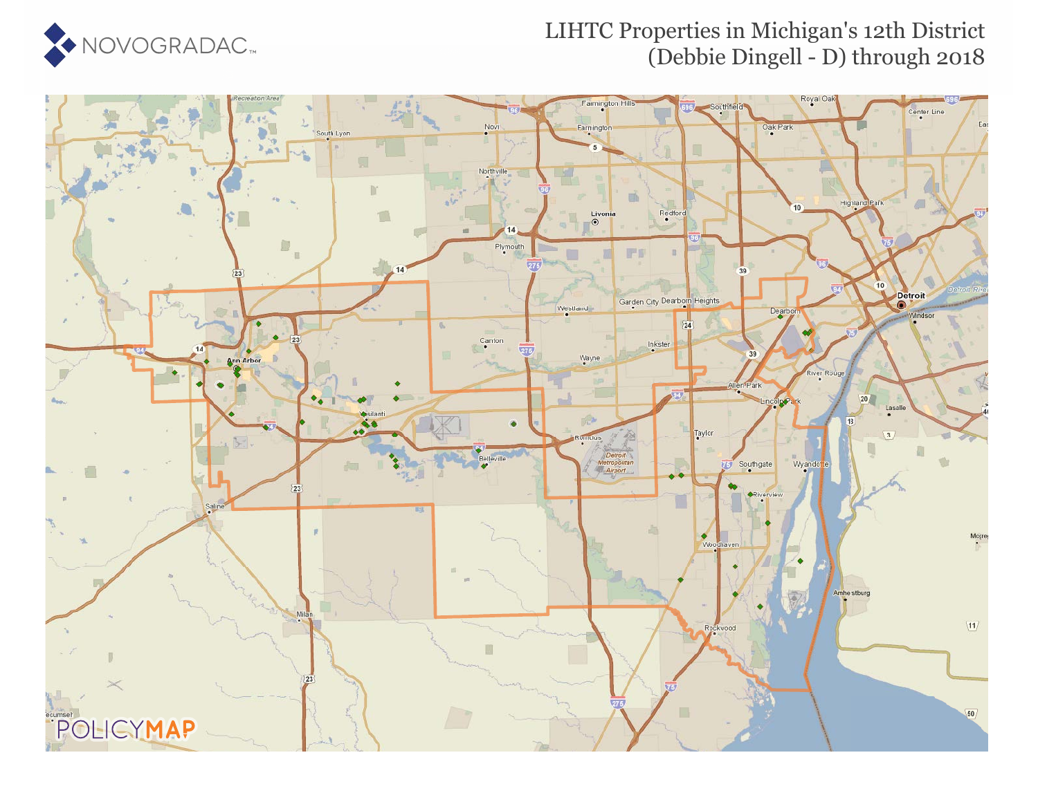# LIHTC Properties in Michigan's 12th District (Debbie Dingell - D) through 2018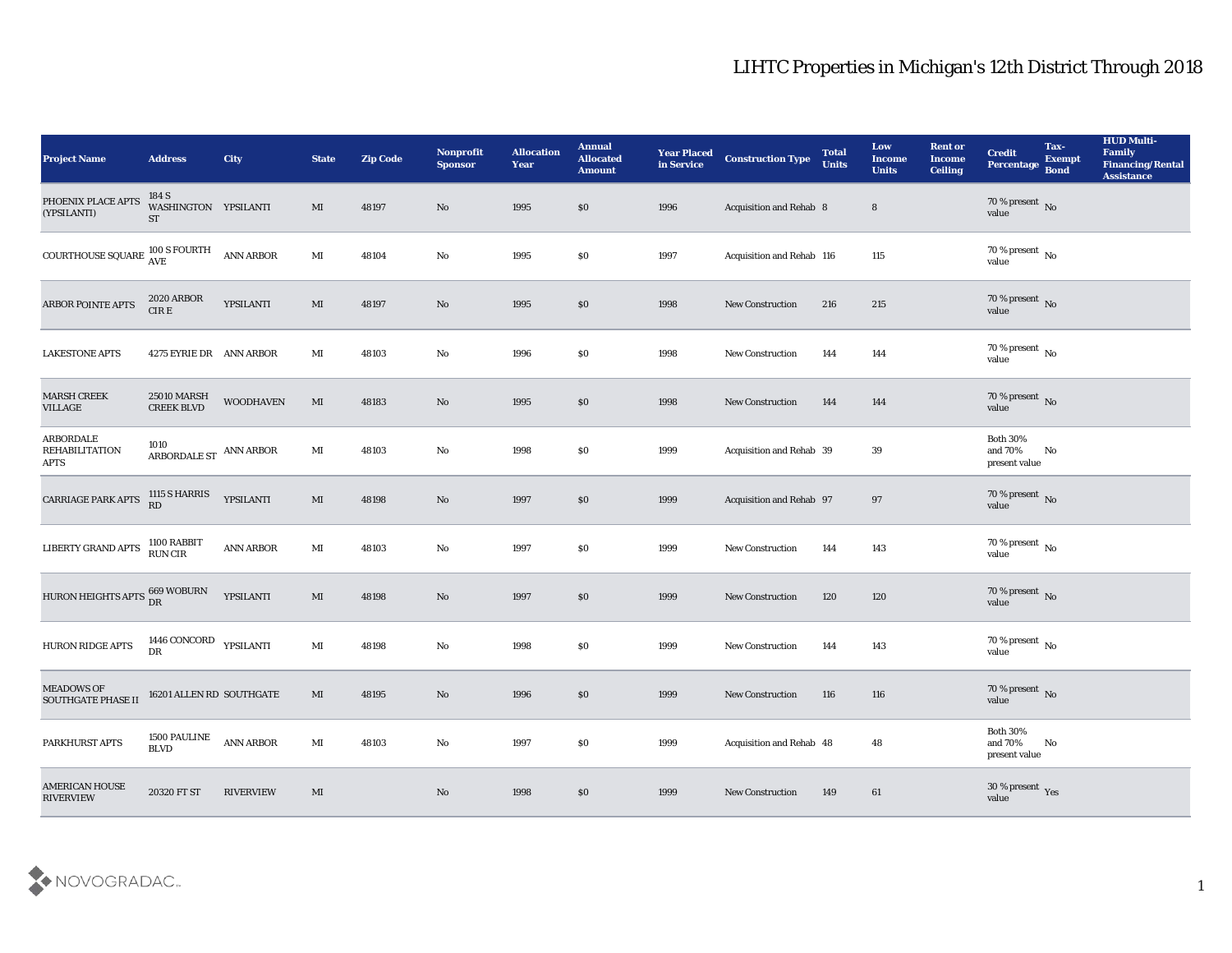# LIHTC Properties in Michigan's 12th District Through 2018

| Project Name | Address | City | State | Zip Code | Nonprofit Sponsor | Allocation Year | Annual Allocated Amount | Year Placed in Service | Construction Type | Total Units | Low Income Units | Rent or Income Ceiling | Credit Percentage | Tax-Exempt Bond | HUD Multi-Family Financing/Rental Assistance |
|---|---|---|---|---|---|---|---|---|---|---|---|---|---|---|---|
| PHOENIX PLACE APTS (YPSILANTI) | 184 S WASHINGTON ST | YPSILANTI | MI | 48197 | No | 1995 | $0 | 1996 | Acquisition and Rehab | 8 | 8 | | 70 % present value | No | |
| COURTHOUSE SQUARE | 100 S FOURTH AVE | ANN ARBOR | MI | 48104 | No | 1995 | $0 | 1997 | Acquisition and Rehab | 116 | 115 | | 70 % present value | No | |
| ARBOR POINTE APTS | 2020 ARBOR CIR E | YPSILANTI | MI | 48197 | No | 1995 | $0 | 1998 | New Construction | 216 | 215 | | 70 % present value | No | |
| LAKESTONE APTS | 4275 EYRIE DR | ANN ARBOR | MI | 48103 | No | 1996 | $0 | 1998 | New Construction | 144 | 144 | | 70 % present value | No | |
| MARSH CREEK VILLAGE | 25010 MARSH CREEK BLVD | WOODHAVEN | MI | 48183 | No | 1995 | $0 | 1998 | New Construction | 144 | 144 | | 70 % present value | No | |
| ARBORDALE REHABILITATION APTS | 1010 ARBORDALE ST | ANN ARBOR | MI | 48103 | No | 1998 | $0 | 1999 | Acquisition and Rehab | 39 | 39 | | Both 30% and 70% present value | No | |
| CARRIAGE PARK APTS | 1115 S HARRIS RD | YPSILANTI | MI | 48198 | No | 1997 | $0 | 1999 | Acquisition and Rehab | 97 | 97 | | 70 % present value | No | |
| LIBERTY GRAND APTS | 1100 RABBIT RUN CIR | ANN ARBOR | MI | 48103 | No | 1997 | $0 | 1999 | New Construction | 144 | 143 | | 70 % present value | No | |
| HURON HEIGHTS APTS | 669 WOBURN DR | YPSILANTI | MI | 48198 | No | 1997 | $0 | 1999 | New Construction | 120 | 120 | | 70 % present value | No | |
| HURON RIDGE APTS | 1446 CONCORD DR | YPSILANTI | MI | 48198 | No | 1998 | $0 | 1999 | New Construction | 144 | 143 | | 70 % present value | No | |
| MEADOWS OF SOUTHGATE PHASE II | 16201 ALLEN RD | SOUTHGATE | MI | 48195 | No | 1996 | $0 | 1999 | New Construction | 116 | 116 | | 70 % present value | No | |
| PARKHURST APTS | 1500 PAULINE BLVD | ANN ARBOR | MI | 48103 | No | 1997 | $0 | 1999 | Acquisition and Rehab | 48 | 48 | | Both 30% and 70% present value | No | |
| AMERICAN HOUSE RIVERVIEW | 20320 FT ST | RIVERVIEW | MI | | No | 1998 | $0 | 1999 | New Construction | 149 | 61 | | 30 % present value | Yes | |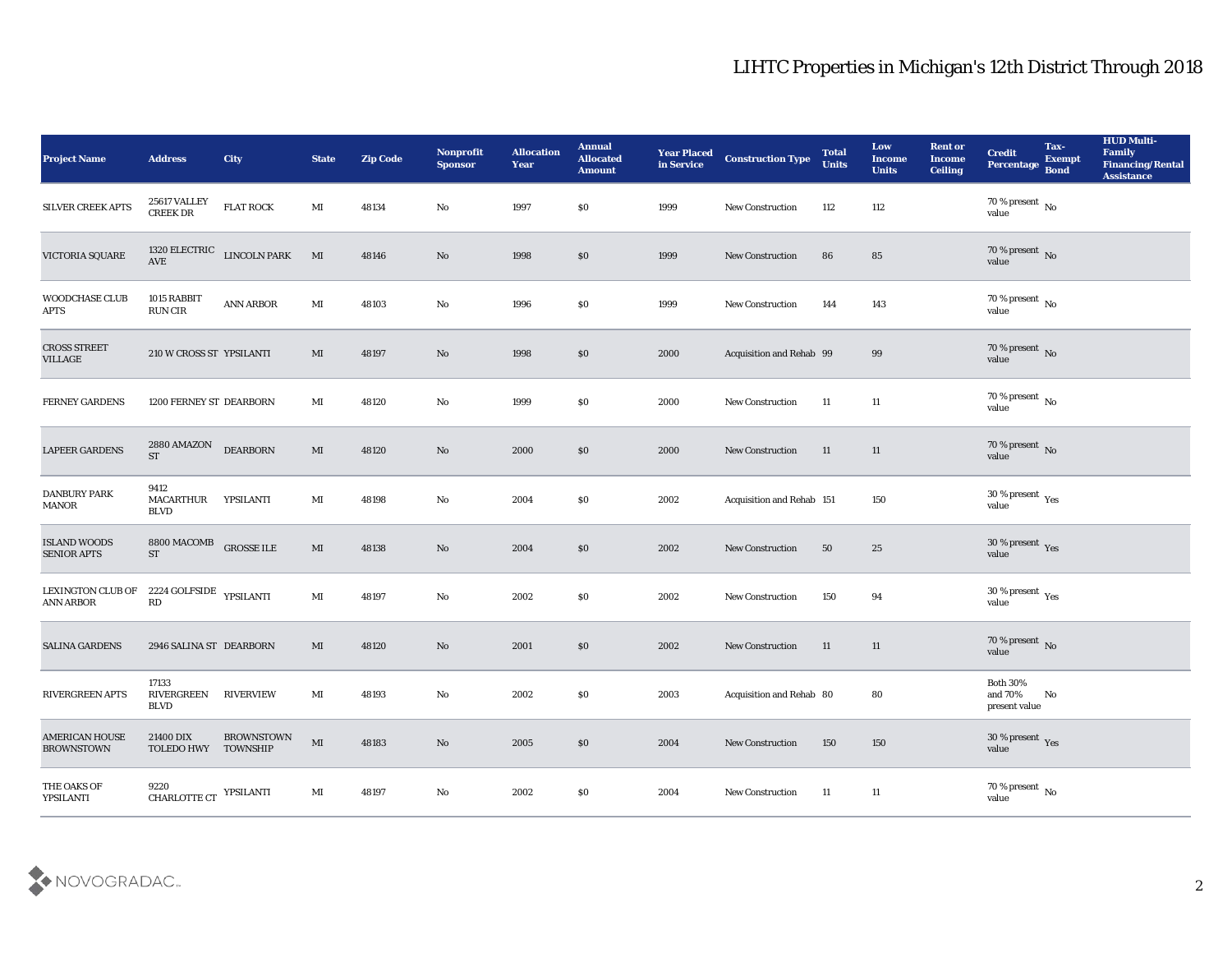# LIHTC Properties in Michigan's 12th District Through 2018

| Project Name | Address | City | State | Zip Code | Nonprofit Sponsor | Allocation Year | Annual Allocated Amount | Year Placed in Service | Construction Type | Total Units | Low Income Units | Rent or Income Ceiling | Credit Percentage | Tax-Exempt Bond | HUD Multi-Family Financing/Rental Assistance |
|---|---|---|---|---|---|---|---|---|---|---|---|---|---|---|---|
| SILVER CREEK APTS | 25617 VALLEY CREEK DR | FLAT ROCK | MI | 48134 | No | 1997 | $0 | 1999 | New Construction | 112 | 112 | | 70 % present value | No | |
| VICTORIA SQUARE | 1320 ELECTRIC AVE | LINCOLN PARK | MI | 48146 | No | 1998 | $0 | 1999 | New Construction | 86 | 85 | | 70 % present value | No | |
| WOODCHASE CLUB APTS | 1015 RABBIT RUN CIR | ANN ARBOR | MI | 48103 | No | 1996 | $0 | 1999 | New Construction | 144 | 143 | | 70 % present value | No | |
| CROSS STREET VILLAGE | 210 W CROSS ST | YPSILANTI | MI | 48197 | No | 1998 | $0 | 2000 | Acquisition and Rehab | 99 | 99 | | 70 % present value | No | |
| FERNEY GARDENS | 1200 FERNEY ST | DEARBORN | MI | 48120 | No | 1999 | $0 | 2000 | New Construction | 11 | 11 | | 70 % present value | No | |
| LAPEER GARDENS | 2880 AMAZON ST | DEARBORN | MI | 48120 | No | 2000 | $0 | 2000 | New Construction | 11 | 11 | | 70 % present value | No | |
| DANBURY PARK MANOR | 9412 MACARTHUR BLVD | YPSILANTI | MI | 48198 | No | 2004 | $0 | 2002 | Acquisition and Rehab | 151 | 150 | | 30 % present value | Yes | |
| ISLAND WOODS SENIOR APTS | 8800 MACOMB ST | GROSSE ILE | MI | 48138 | No | 2004 | $0 | 2002 | New Construction | 50 | 25 | | 30 % present value | Yes | |
| LEXINGTON CLUB OF ANN ARBOR | 2224 GOLFSIDE RD | YPSILANTI | MI | 48197 | No | 2002 | $0 | 2002 | New Construction | 150 | 94 | | 30 % present value | Yes | |
| SALINA GARDENS | 2946 SALINA ST | DEARBORN | MI | 48120 | No | 2001 | $0 | 2002 | New Construction | 11 | 11 | | 70 % present value | No | |
| RIVERGREEN APTS | 17133 RIVERGREEN BLVD | RIVERVIEW | MI | 48193 | No | 2002 | $0 | 2003 | Acquisition and Rehab | 80 | 80 | | Both 30% and 70% present value | No | |
| AMERICAN HOUSE BROWNSTOWN | 21400 DIX TOLEDO HWY | BROWNSTOWN TOWNSHIP | MI | 48183 | No | 2005 | $0 | 2004 | New Construction | 150 | 150 | | 30 % present value | Yes | |
| THE OAKS OF YPSILANTI | 9220 CHARLOTTE CT | YPSILANTI | MI | 48197 | No | 2002 | $0 | 2004 | New Construction | 11 | 11 | | 70 % present value | No | |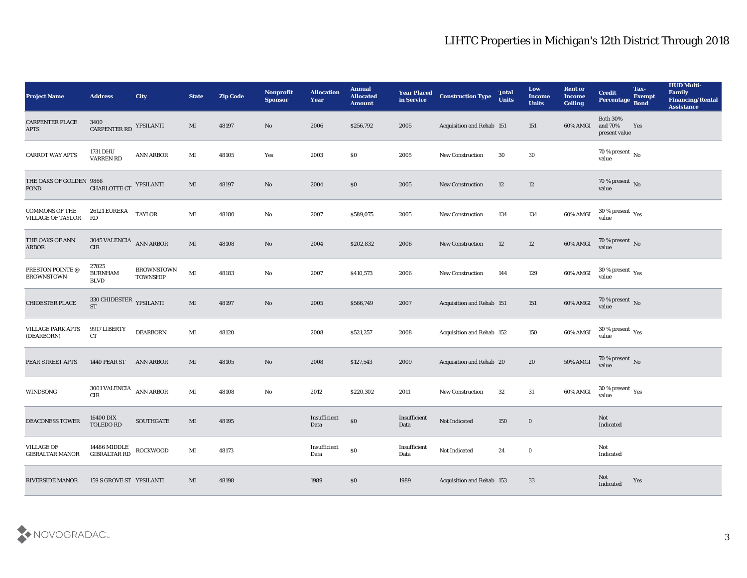# LIHTC Properties in Michigan's 12th District Through 2018

| Project Name | Address | City | State | Zip Code | Nonprofit Sponsor | Allocation Year | Annual Allocated Amount | Year Placed in Service | Construction Type | Total Units | Low Income Units | Rent or Income Ceiling | Credit Percentage | Tax-Exempt Bond | HUD Multi-Family Financing/Rental Assistance |
|---|---|---|---|---|---|---|---|---|---|---|---|---|---|---|---|
| CARPENTER PLACE APTS | 3400 CARPENTER RD | YPSILANTI | MI | 48197 | No | 2006 | $256,792 | 2005 | Acquisition and Rehab | 151 | 151 | 60% AMGI | Both 30% and 70% present value | Yes | |
| CARROT WAY APTS | 1731 DHU VARREN RD | ANN ARBOR | MI | 48105 | Yes | 2003 | $0 | 2005 | New Construction | 30 | 30 | | 70 % present value | No | |
| THE OAKS OF GOLDEN POND | 9866 CHARLOTTE CT | YPSILANTI | MI | 48197 | No | 2004 | $0 | 2005 | New Construction | 12 | 12 | | 70 % present value | No | |
| COMMONS OF THE VILLAGE OF TAYLOR | 26121 EUREKA RD | TAYLOR | MI | 48180 | No | 2007 | $589,075 | 2005 | New Construction | 134 | 134 | 60% AMGI | 30 % present value | Yes | |
| THE OAKS OF ANN ARBOR | 3045 VALENCIA CIR | ANN ARBOR | MI | 48108 | No | 2004 | $202,832 | 2006 | New Construction | 12 | 12 | 60% AMGI | 70 % present value | No | |
| PRESTON POINTE @ BROWNSTOWN | 27825 BURNHAM BLVD | BROWNSTOWN TOWNSHIP | MI | 48183 | No | 2007 | $410,573 | 2006 | New Construction | 144 | 129 | 60% AMGI | 30 % present value | Yes | |
| CHIDESTER PLACE | 330 CHIDESTER ST | YPSILANTI | MI | 48197 | No | 2005 | $566,749 | 2007 | Acquisition and Rehab | 151 | 151 | 60% AMGI | 70 % present value | No | |
| VILLAGE PARK APTS (DEARBORN) | 9917 LIBERTY CT | DEARBORN | MI | 48120 | | 2008 | $521,257 | 2008 | Acquisition and Rehab | 152 | 150 | 60% AMGI | 30 % present value | Yes | |
| PEAR STREET APTS | 1440 PEAR ST | ANN ARBOR | MI | 48105 | No | 2008 | $127,543 | 2009 | Acquisition and Rehab | 20 | 20 | 50% AMGI | 70 % present value | No | |
| WINDSONG | 3001 VALENCIA CIR | ANN ARBOR | MI | 48108 | No | 2012 | $220,302 | 2011 | New Construction | 32 | 31 | 60% AMGI | 30 % present value | Yes | |
| DEACONESS TOWER | 16400 DIX TOLEDO RD | SOUTHGATE | MI | 48195 | | Insufficient Data | $0 | Insufficient Data | Not Indicated | 150 | 0 | | Not Indicated | | |
| VILLAGE OF GIBRALTAR MANOR | 14486 MIDDLE GIBRALTAR RD | ROCKWOOD | MI | 48173 | | Insufficient Data | $0 | Insufficient Data | Not Indicated | 24 | 0 | | Not Indicated | | |
| RIVERSIDE MANOR | 159 S GROVE ST | YPSILANTI | MI | 48198 | | 1989 | $0 | 1989 | Acquisition and Rehab | 153 | 33 | | Not Indicated | Yes | |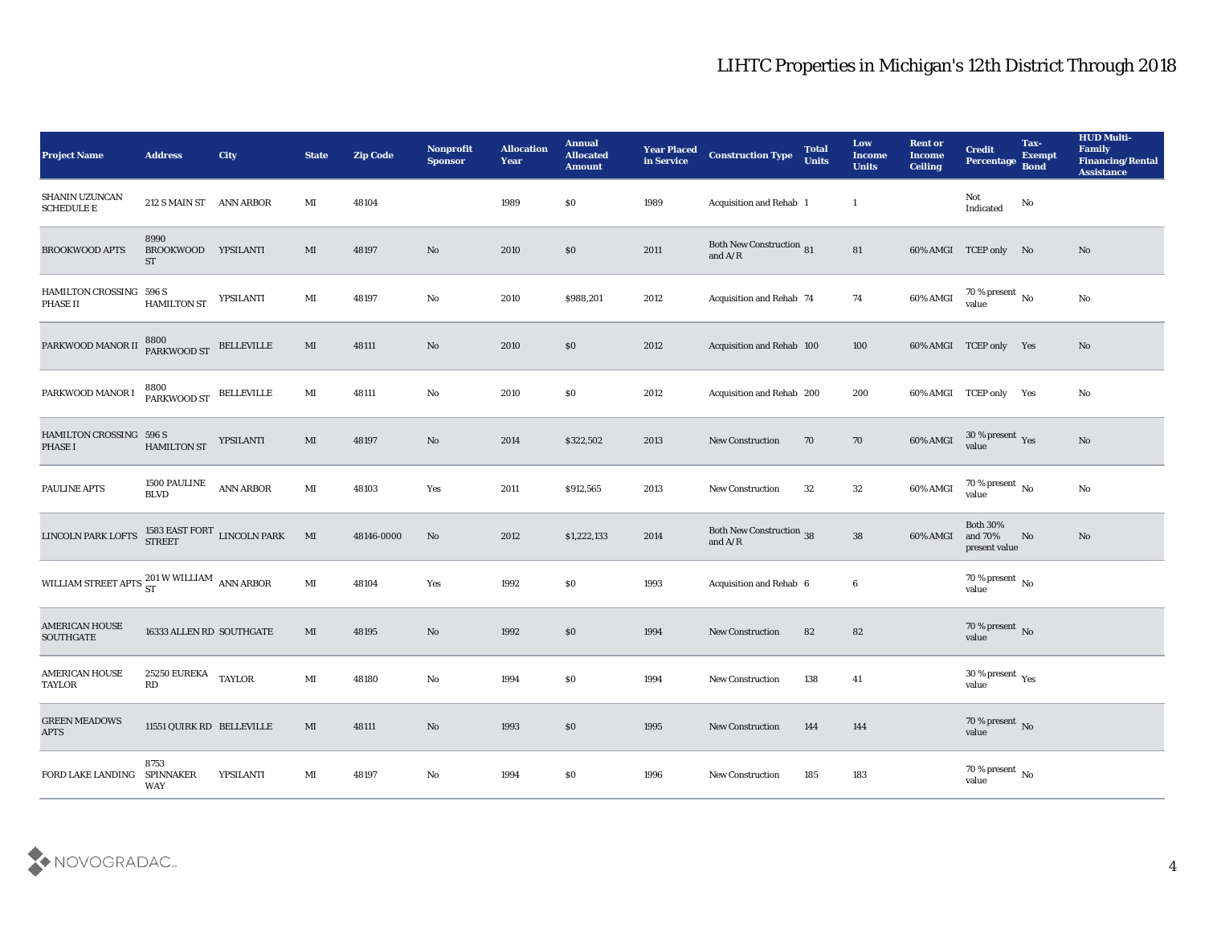# LIHTC Properties in Michigan's 12th District Through 2018

| Project Name | Address | City | State | Zip Code | Nonprofit Sponsor | Allocation Year | Annual Allocated Amount | Year Placed in Service | Construction Type | Total Units | Low Income Units | Rent or Income Ceiling | Credit Percentage | Tax-Exempt Bond | HUD Multi-Family Financing/Rental Assistance |
|---|---|---|---|---|---|---|---|---|---|---|---|---|---|---|---|
| SHANIN UZUNCAN SCHEDULE E | 212 S MAIN ST | ANN ARBOR | MI | 48104 | | 1989 | $0 | 1989 | Acquisition and Rehab | 1 | 1 | | Not Indicated | No | |
| BROOKWOOD APTS | 8990 BROOKWOOD ST | YPSILANTI | MI | 48197 | No | 2010 | $0 | 2011 | Both New Construction and A/R | 81 | 81 | 60% AMGI | TCEP only | No | No |
| HAMILTON CROSSING PHASE II | 596 S HAMILTON ST | YPSILANTI | MI | 48197 | No | 2010 | $988,201 | 2012 | Acquisition and Rehab | 74 | 74 | 60% AMGI | 70 % present value | No | No |
| PARKWOOD MANOR II | 8800 PARKWOOD ST | BELLEVILLE | MI | 48111 | No | 2010 | $0 | 2012 | Acquisition and Rehab | 100 | 100 | 60% AMGI | TCEP only | Yes | No |
| PARKWOOD MANOR I | 8800 PARKWOOD ST | BELLEVILLE | MI | 48111 | No | 2010 | $0 | 2012 | Acquisition and Rehab | 200 | 200 | 60% AMGI | TCEP only | Yes | No |
| HAMILTON CROSSING PHASE I | 596 S HAMILTON ST | YPSILANTI | MI | 48197 | No | 2014 | $322,502 | 2013 | New Construction | 70 | 70 | 60% AMGI | 30 % present value | Yes | No |
| PAULINE APTS | 1500 PAULINE BLVD | ANN ARBOR | MI | 48103 | Yes | 2011 | $912,565 | 2013 | New Construction | 32 | 32 | 60% AMGI | 70 % present value | No | No |
| LINCOLN PARK LOFTS | 1583 EAST FORT STREET | LINCOLN PARK | MI | 48146-0000 | No | 2012 | $1,222,133 | 2014 | Both New Construction and A/R | 38 | 38 | 60% AMGI | Both 30% and 70% present value | No | No |
| WILLIAM STREET APTS | 201 W WILLIAM ST | ANN ARBOR | MI | 48104 | Yes | 1992 | $0 | 1993 | Acquisition and Rehab | 6 | 6 | | 70 % present value | No | |
| AMERICAN HOUSE SOUTHGATE | 16333 ALLEN RD | SOUTHGATE | MI | 48195 | No | 1992 | $0 | 1994 | New Construction | 82 | 82 | | 70 % present value | No | |
| AMERICAN HOUSE TAYLOR | 25250 EUREKA RD | TAYLOR | MI | 48180 | No | 1994 | $0 | 1994 | New Construction | 138 | 41 | | 30 % present value | Yes | |
| GREEN MEADOWS APTS | 11551 QUIRK RD | BELLEVILLE | MI | 48111 | No | 1993 | $0 | 1995 | New Construction | 144 | 144 | | 70 % present value | No | |
| FORD LAKE LANDING | 8753 SPINNAKER WAY | YPSILANTI | MI | 48197 | No | 1994 | $0 | 1996 | New Construction | 185 | 183 | | 70 % present value | No | |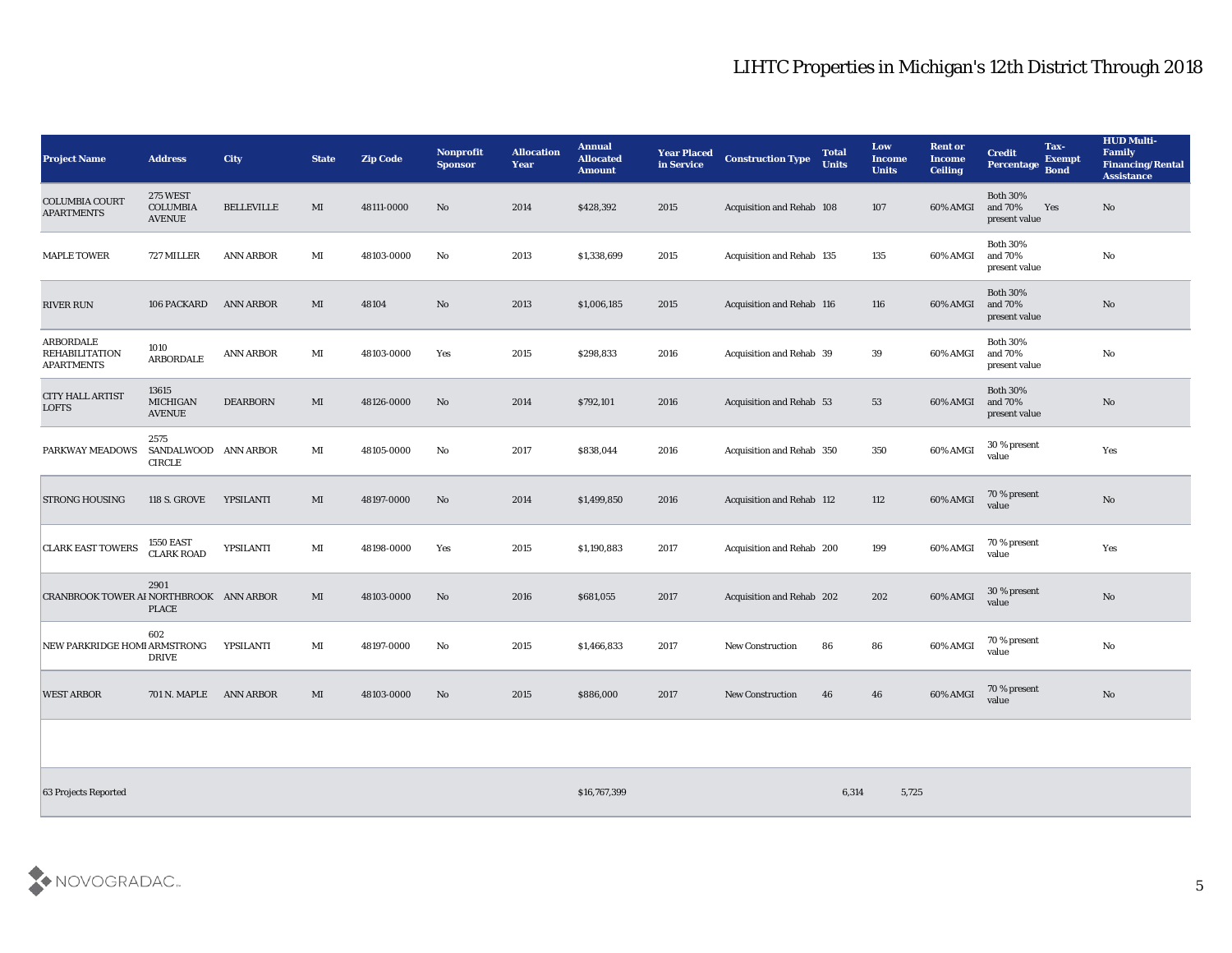# LIHTC Properties in Michigan's 12th District Through 2018

| Project Name | Address | City | State | Zip Code | Nonprofit Sponsor | Allocation Year | Annual Allocated Amount | Year Placed in Service | Construction Type | Total Units | Low Income Units | Rent or Income Ceiling | Credit Percentage | Tax-Exempt Bond | HUD Multi-Family Financing/Rental Assistance |
|---|---|---|---|---|---|---|---|---|---|---|---|---|---|---|---|
| COLUMBIA COURT APARTMENTS | 275 WEST COLUMBIA AVENUE | BELLEVILLE | MI | 48111-0000 | No | 2014 | $428,392 | 2015 | Acquisition and Rehab | 108 | 107 | 60% AMGI | Both 30% and 70% present value | Yes | No |
| MAPLE TOWER | 727 MILLER | ANN ARBOR | MI | 48103-0000 | No | 2013 | $1,338,699 | 2015 | Acquisition and Rehab | 135 | 135 | 60% AMGI | Both 30% and 70% present value | | No |
| RIVER RUN | 106 PACKARD | ANN ARBOR | MI | 48104 | No | 2013 | $1,006,185 | 2015 | Acquisition and Rehab | 116 | 116 | 60% AMGI | Both 30% and 70% present value | | No |
| ARBORDALE REHABILITATION APARTMENTS | 1010 ARBORDALE | ANN ARBOR | MI | 48103-0000 | Yes | 2015 | $298,833 | 2016 | Acquisition and Rehab | 39 | 39 | 60% AMGI | Both 30% and 70% present value | | No |
| CITY HALL ARTIST LOFTS | 13615 MICHIGAN AVENUE | DEARBORN | MI | 48126-0000 | No | 2014 | $792,101 | 2016 | Acquisition and Rehab | 53 | 53 | 60% AMGI | Both 30% and 70% present value | | No |
| PARKWAY MEADOWS | 2575 SANDALWOOD CIRCLE | ANN ARBOR | MI | 48105-0000 | No | 2017 | $838,044 | 2016 | Acquisition and Rehab | 350 | 350 | 60% AMGI | 30 % present value | | Yes |
| STRONG HOUSING | 118 S. GROVE | YPSILANTI | MI | 48197-0000 | No | 2014 | $1,499,850 | 2016 | Acquisition and Rehab | 112 | 112 | 60% AMGI | 70 % present value | | No |
| CLARK EAST TOWERS | 1550 EAST CLARK ROAD | YPSILANTI | MI | 48198-0000 | Yes | 2015 | $1,190,883 | 2017 | Acquisition and Rehab | 200 | 199 | 60% AMGI | 70 % present value | | Yes |
| CRANBROOK TOWER AI | 2901 NORTHBROOK PLACE | ANN ARBOR | MI | 48103-0000 | No | 2016 | $681,055 | 2017 | Acquisition and Rehab | 202 | 202 | 60% AMGI | 30 % present value | | No |
| NEW PARKRIDGE HOMI | 602 ARMSTRONG DRIVE | YPSILANTI | MI | 48197-0000 | No | 2015 | $1,466,833 | 2017 | New Construction | 86 | 86 | 60% AMGI | 70 % present value | | No |
| WEST ARBOR | 701 N. MAPLE | ANN ARBOR | MI | 48103-0000 | No | 2015 | $886,000 | 2017 | New Construction | 46 | 46 | 60% AMGI | 70 % present value | | No |
| | | | | | | | | | | | | | | | |
| 63 Projects Reported | | | | | | | $16,767,399 | | | 6,314 | 5,725 | | | | |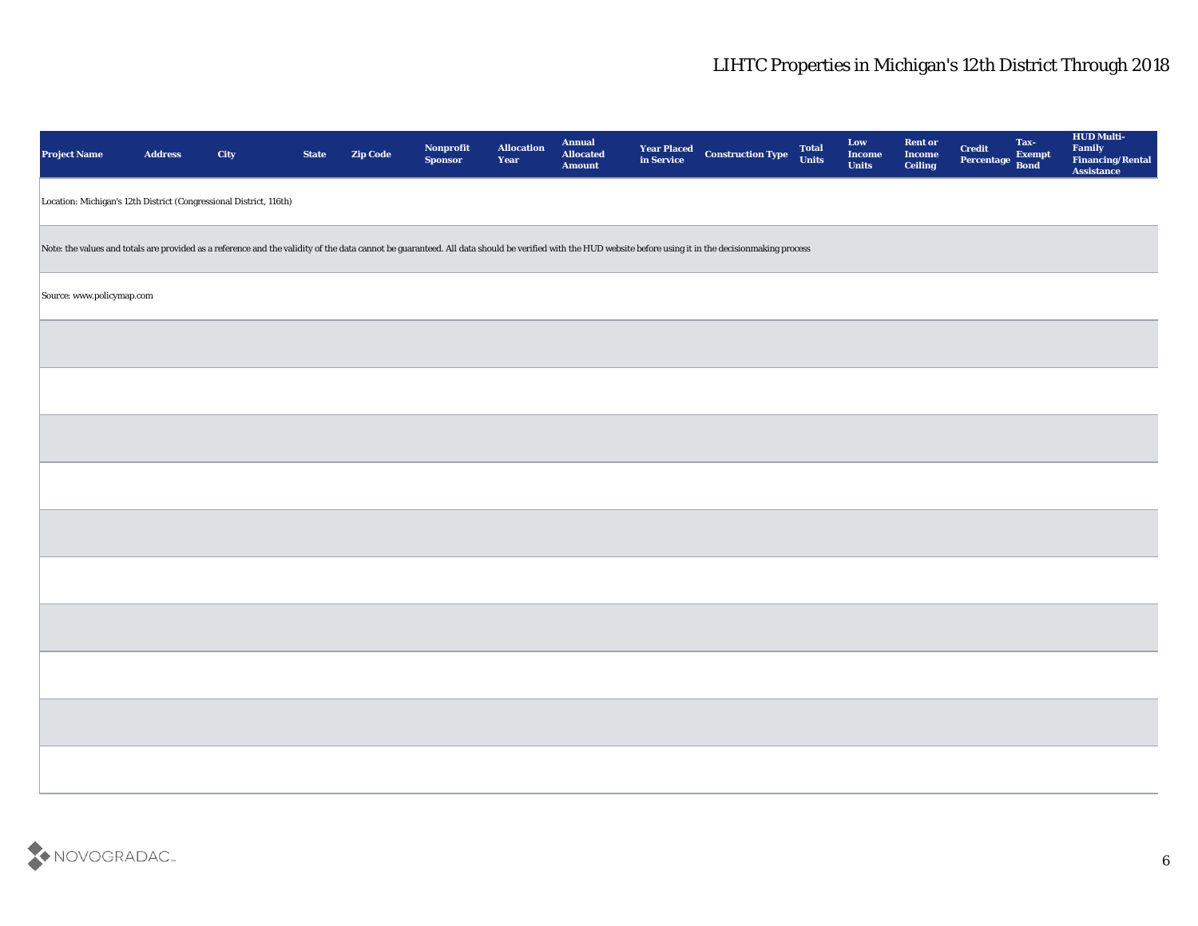# LIHTC Properties in Michigan's 12th District Through 2018

| Project Name | Address | City | State | Zip Code | Nonprofit Sponsor | Allocation Year | Annual Allocated Amount | Year Placed in Service | Construction Type | Total Units | Low Income Units | Rent or Income Ceiling | Credit Percentage | Tax-Exempt Bond | HUD Multi-Family Financing/Rental Assistance |
|---|---|---|---|---|---|---|---|---|---|---|---|---|---|---|---|
| Location: Michigan's 12th District (Congressional District, 116th) | | | | | | | | | | | | | | | |
| Note: the values and totals are provided as a reference and the validity of the data cannot be guaranteed. All data should be verified with the HUD website before using it in the decisionmaking process | | | | | | | | | | | | | | | |
| Source: www.policymap.com | | | | | | | | | | | | | | | |